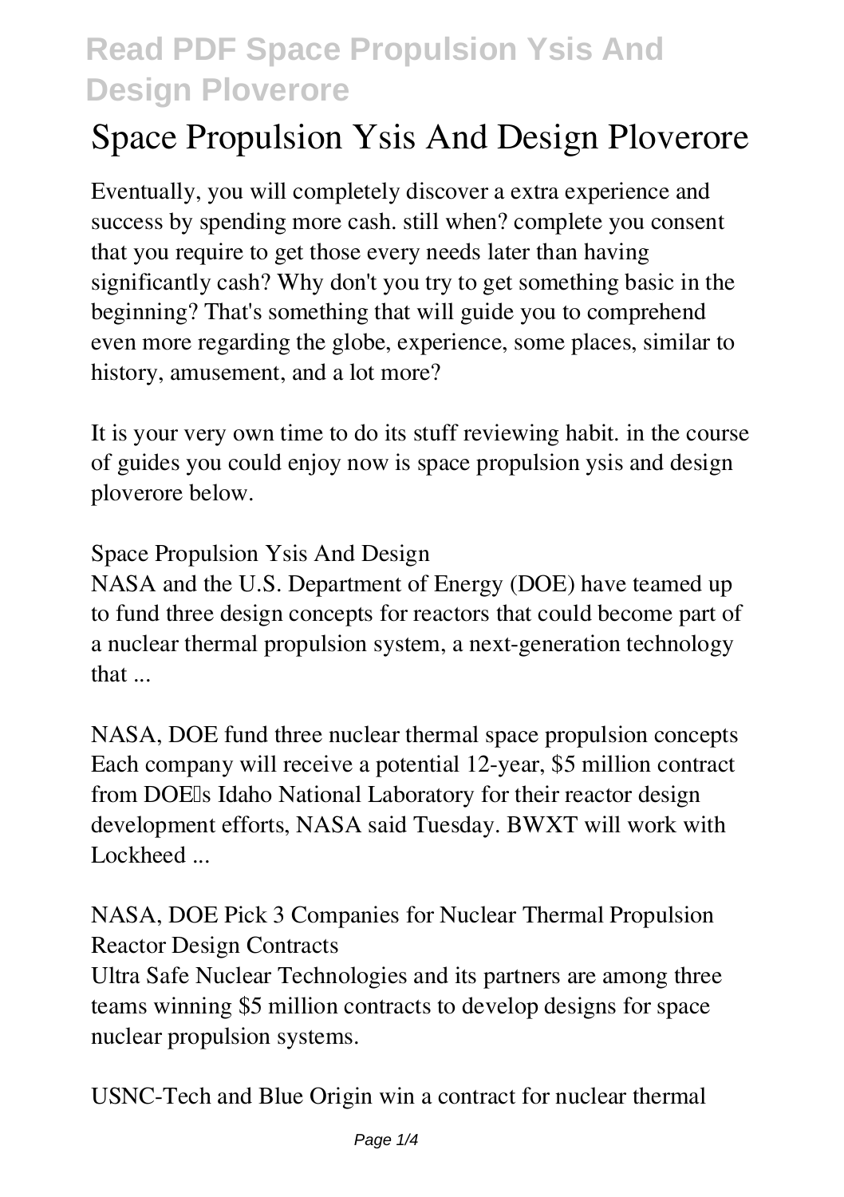# Space Propulsion Ysis And Design Ploverore

Eventually, you will completely discover a extra experience and success by spending more cash. still when? complete you consent that you require to get those every needs later than having significantly cash? Why don't you try to get something basic in the beginning? That's something that will guide you to comprehend even more regarding the globe, experience, some places, similar to history, amusement, and a lot more?

It is your very own time to do its stuff reviewing habit. in the course of guides you could enjoy now is space propulsion ysis and design ploverore below.

**Space Propulsion Ysis And Design**

NASA and the U.S. Department of Energy (DOE) have teamed up to fund three design concepts for reactors that could become part of a nuclear thermal propulsion system, a next-generation technology that ...

**NASA, DOE fund three nuclear thermal space propulsion concepts**

Each company will receive a potential 12-year, \$5 million contract from DOE's Idaho National Laboratory for their reactor design development efforts, NASA said Tuesday. BWXT will work with Lockheed ...

**NASA, DOE Pick 3 Companies for Nuclear Thermal Propulsion Reactor Design Contracts**

Ultra Safe Nuclear Technologies and its partners are among three teams winning \$5 million contracts to develop designs for space nuclear propulsion systems.

**USNC-Tech and Blue Origin win a contract for nuclear thermal**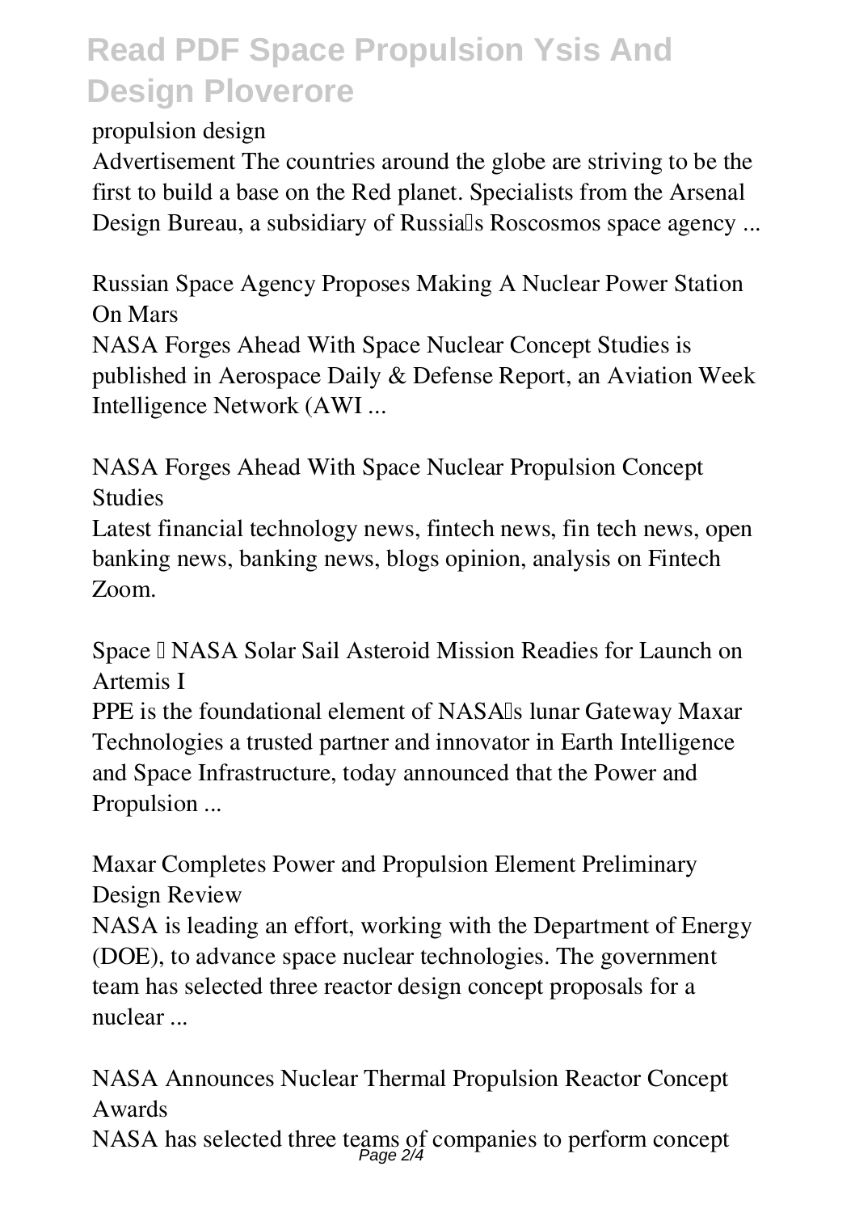propulsion design

Advertisement The countries around the globe are striving to be the first to build a base on the Red planet. Specialists from the Arsenal Design Bureau, a subsidiary of Russia's Roscosmos space agency ...

**Russian Space Agency Proposes Making A Nuclear Power Station On Mars**

NASA Forges Ahead With Space Nuclear Concept Studies is published in Aerospace Daily & Defense Report, an Aviation Week Intelligence Network (AWI ...

**NASA Forges Ahead With Space Nuclear Propulsion Concept Studies**

Latest financial technology news, fintech news, fin tech news, open banking news, banking news, blogs opinion, analysis on Fintech Zoom.

**Space – NASA Solar Sail Asteroid Mission Readies for Launch on Artemis I**

PPE is the foundational element of NASA's lunar Gateway Maxar Technologies a trusted partner and innovator in Earth Intelligence and Space Infrastructure, today announced that the Power and Propulsion ...

**Maxar Completes Power and Propulsion Element Preliminary Design Review**

NASA is leading an effort, working with the Department of Energy (DOE), to advance space nuclear technologies. The government team has selected three reactor design concept proposals for a nuclear ...

**NASA Announces Nuclear Thermal Propulsion Reactor Concept Awards**

NASA has selected three teams of companies to perform concept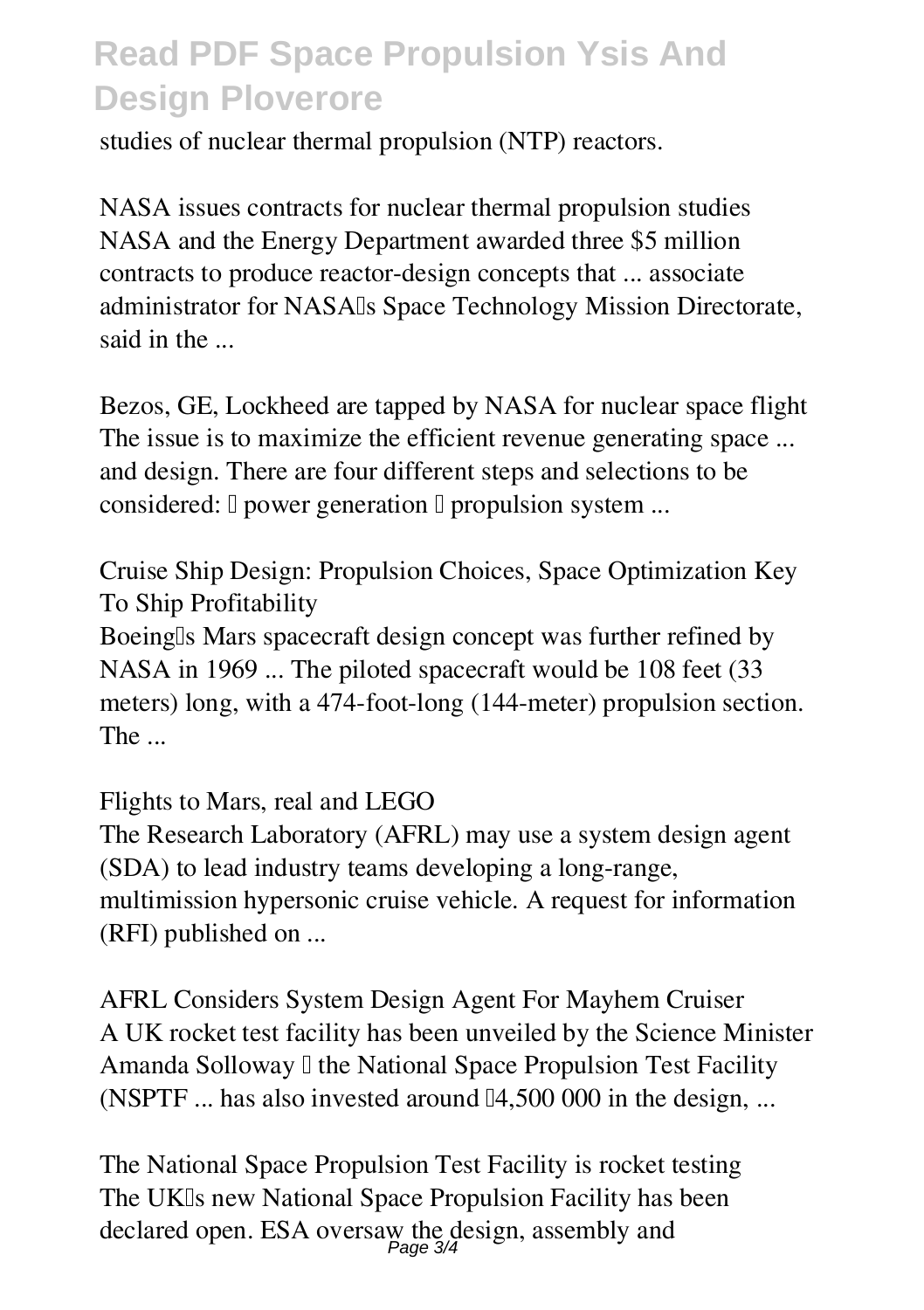studies of nuclear thermal propulsion (NTP) reactors.

**NASA issues contracts for nuclear thermal propulsion studies**
NASA and the Energy Department awarded three $5 million contracts to produce reactor-design concepts that ... associate administrator for NASA's Space Technology Mission Directorate, said in the ...

**Bezos, GE, Lockheed are tapped by NASA for nuclear space flight**
The issue is to maximize the efficient revenue generating space ... and design. There are four different steps and selections to be considered: • power generation • propulsion system ...

**Cruise Ship Design: Propulsion Choices, Space Optimization Key To Ship Profitability**
Boeing's Mars spacecraft design concept was further refined by NASA in 1969 ... The piloted spacecraft would be 108 feet (33 meters) long, with a 474-foot-long (144-meter) propulsion section. The ...

**Flights to Mars, real and LEGO**
The Research Laboratory (AFRL) may use a system design agent (SDA) to lead industry teams developing a long-range, multimission hypersonic cruise vehicle. A request for information (RFI) published on ...

**AFRL Considers System Design Agent For Mayhem Cruiser**
A UK rocket test facility has been unveiled by the Science Minister Amanda Solloway – the National Space Propulsion Test Facility (NSPTF ... has also invested around £4,500 000 in the design, ...

**The National Space Propulsion Test Facility is rocket testing**
The UK's new National Space Propulsion Facility has been declared open. ESA oversaw the design, assembly and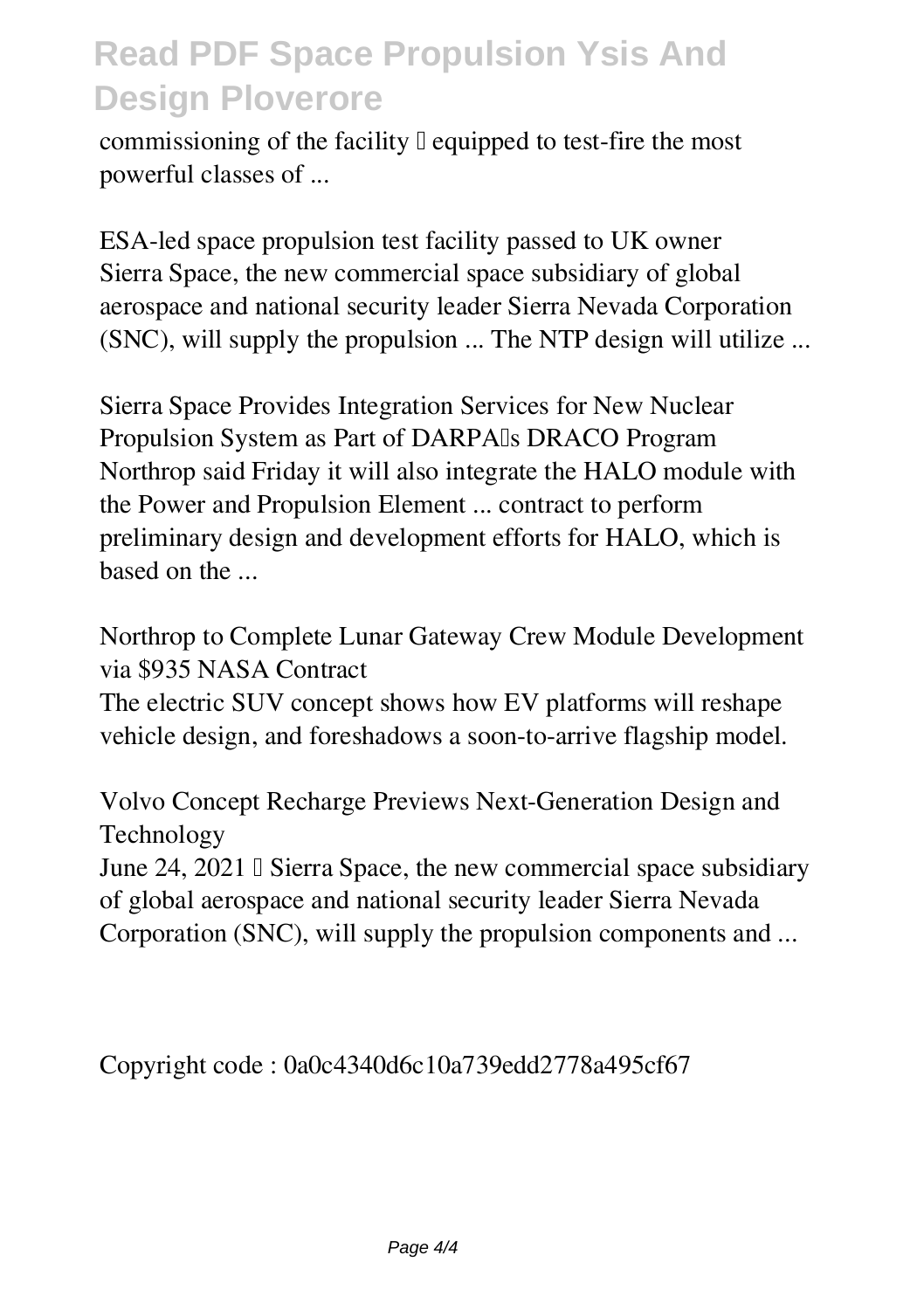commissioning of the facility  equipped to test-fire the most powerful classes of ...

ESA-led space propulsion test facility passed to UK owner
Sierra Space, the new commercial space subsidiary of global aerospace and national security leader Sierra Nevada Corporation (SNC), will supply the propulsion ... The NTP design will utilize ...

Sierra Space Provides Integration Services for New Nuclear Propulsion System as Part of DARPA's DRACO Program
Northrop said Friday it will also integrate the HALO module with the Power and Propulsion Element ... contract to perform preliminary design and development efforts for HALO, which is based on the ...

Northrop to Complete Lunar Gateway Crew Module Development via $935 NASA Contract
The electric SUV concept shows how EV platforms will reshape vehicle design, and foreshadows a soon-to-arrive flagship model.

Volvo Concept Recharge Previews Next-Generation Design and Technology
June 24, 2021  Sierra Space, the new commercial space subsidiary of global aerospace and national security leader Sierra Nevada Corporation (SNC), will supply the propulsion components and ...

Copyright code : 0a0c4340d6c10a739edd2778a495cf67